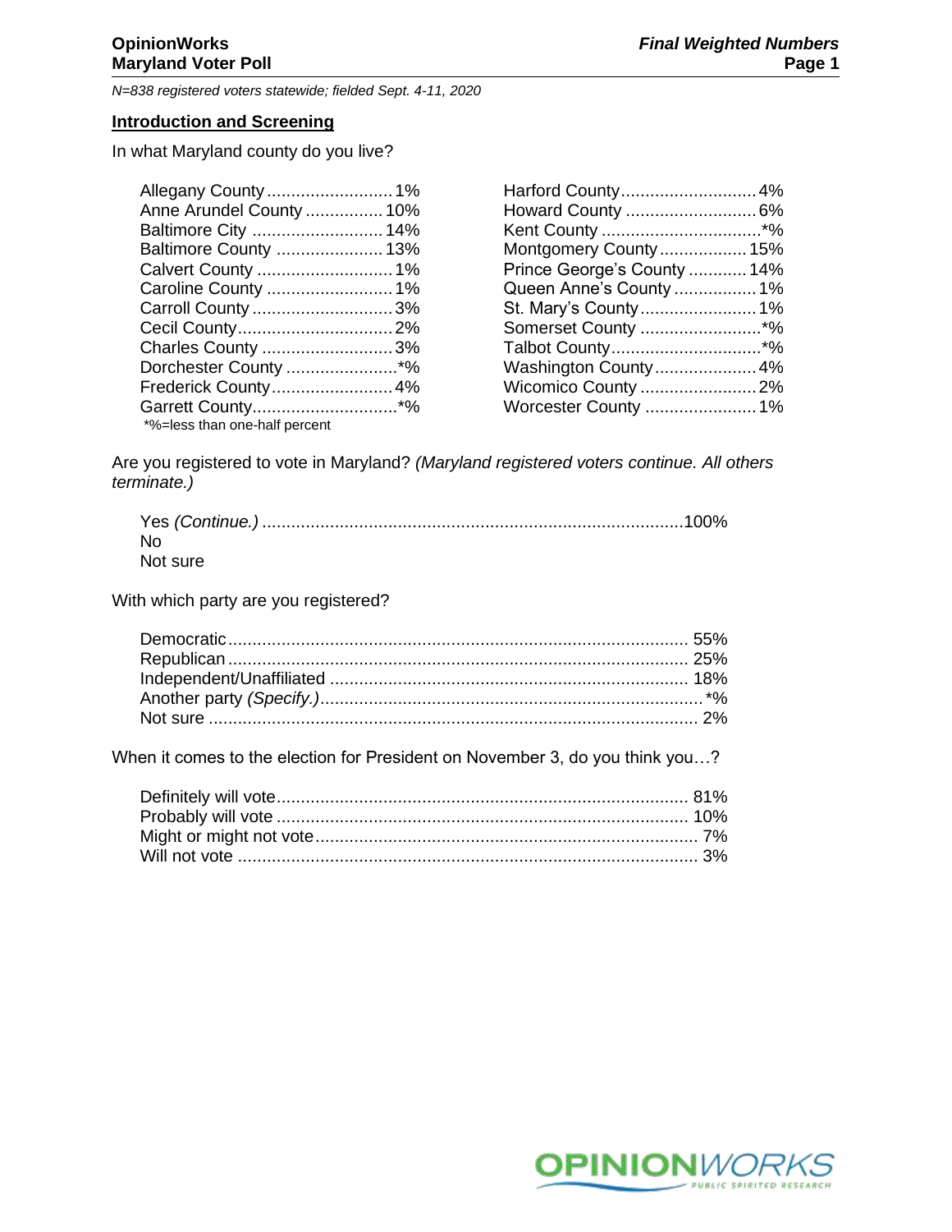**OpinionWorks**
**Maryland Voter Poll**

***Final Weighted Numbers***

*N=838 registered voters statewide; fielded Sept. 4-11, 2020*

## Introduction and Screening

In what Maryland county do you live?

| County | % | County | % |
|---|---|---|---|
| Allegany County | 1% | Harford County | 4% |
| Anne Arundel County | 10% | Howard County | 6% |
| Baltimore City | 14% | Kent County | *% |
| Baltimore County | 13% | Montgomery County | 15% |
| Calvert County | 1% | Prince George's County | 14% |
| Caroline County | 1% | Queen Anne's County | 1% |
| Carroll County | 3% | St. Mary's County | 1% |
| Cecil County | 2% | Somerset County | *% |
| Charles County | 3% | Talbot County | *% |
| Dorchester County | *% | Washington County | 4% |
| Frederick County | 4% | Wicomico County | 2% |
| Garrett County | *% | Worcester County | 1% |

*%=less than one-half percent

Are you registered to vote in Maryland? *(Maryland registered voters continue. All others terminate.)*

| | |
|---|---|
| Yes *(Continue.)* | 100% |
| No | |
| Not sure | |

With which party are you registered?

| | |
|---|---|
| Democratic | 55% |
| Republican | 25% |
| Independent/Unaffiliated | 18% |
| Another party *(Specify.)* | *% |
| Not sure | 2% |

When it comes to the election for President on November 3, do you think you…?

| | |
|---|---|
| Definitely will vote | 81% |
| Probably will vote | 10% |
| Might or might not vote | 7% |
| Will not vote | 3% |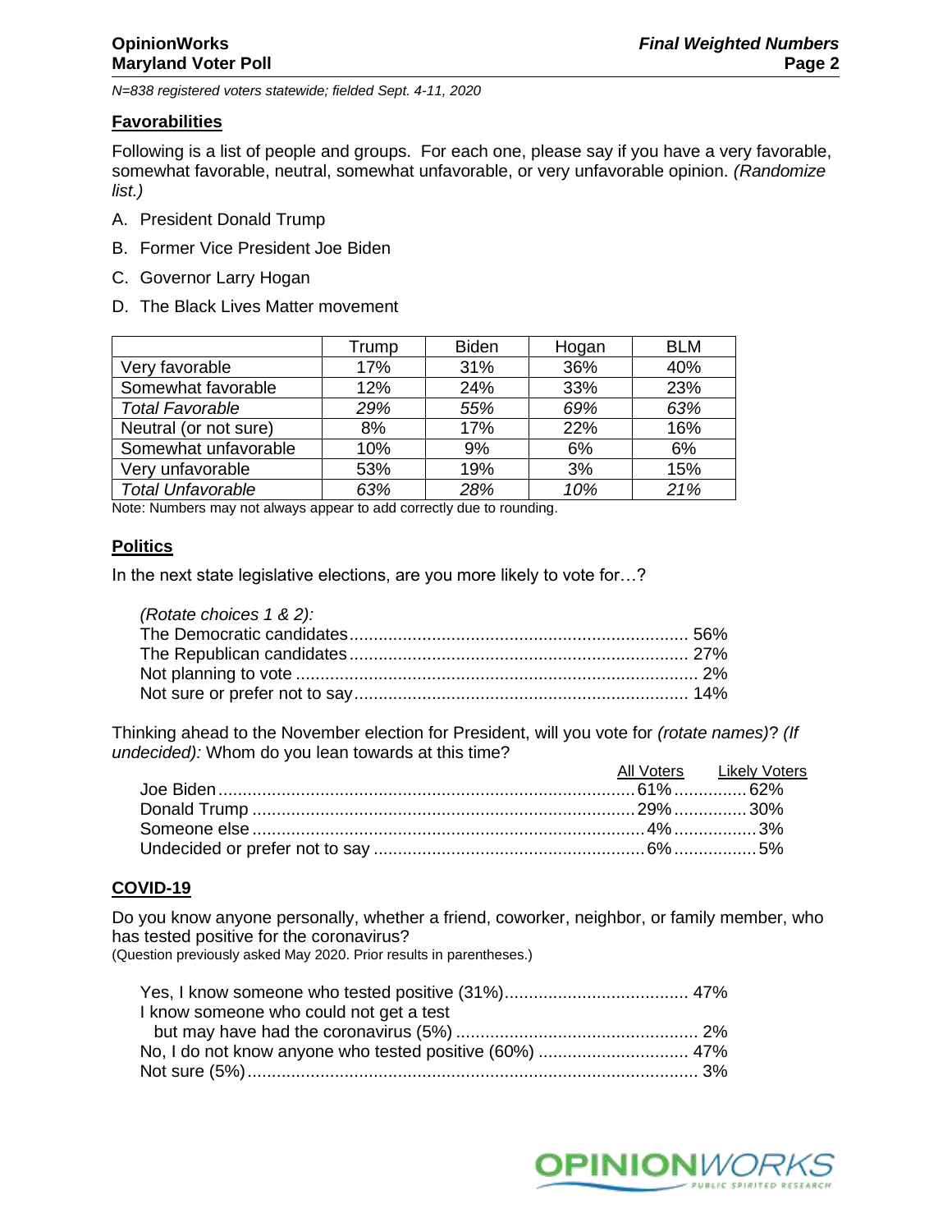N=838 registered voters statewide; fielded Sept. 4-11, 2020

## Favorabilities

Following is a list of people and groups. For each one, please say if you have a very favorable, somewhat favorable, neutral, somewhat unfavorable, or very unfavorable opinion. *(Randomize list.)*

A. President Donald Trump
B. Former Vice President Joe Biden
C. Governor Larry Hogan
D. The Black Lives Matter movement

| | Trump | Biden | Hogan | BLM |
|---|---|---|---|---|
| Very favorable | 17% | 31% | 36% | 40% |
| Somewhat favorable | 12% | 24% | 33% | 23% |
| *Total Favorable* | *29%* | *55%* | *69%* | *63%* |
| Neutral (or not sure) | 8% | 17% | 22% | 16% |
| Somewhat unfavorable | 10% | 9% | 6% | 6% |
| Very unfavorable | 53% | 19% | 3% | 15% |
| *Total Unfavorable* | *63%* | *28%* | *10%* | *21%* |

Note: Numbers may not always appear to add correctly due to rounding.

## Politics

In the next state legislative elections, are you more likely to vote for…?

*(Rotate choices 1 & 2):*

| | |
|---|---|
| The Democratic candidates | 56% |
| The Republican candidates | 27% |
| Not planning to vote | 2% |
| Not sure or prefer not to say | 14% |

Thinking ahead to the November election for President, will you vote for *(rotate names)*? *(If undecided):* Whom do you lean towards at this time?

| | All Voters | Likely Voters |
|---|---|---|
| Joe Biden | 61% | 62% |
| Donald Trump | 29% | 30% |
| Someone else | 4% | 3% |
| Undecided or prefer not to say | 6% | 5% |

## COVID-19

Do you know anyone personally, whether a friend, coworker, neighbor, or family member, who has tested positive for the coronavirus?
(Question previously asked May 2020. Prior results in parentheses.)

| | |
|---|---|
| Yes, I know someone who tested positive (31%) | 47% |
| I know someone who could not get a test but may have had the coronavirus (5%) | 2% |
| No, I do not know anyone who tested positive (60%) | 47% |
| Not sure (5%) | 3% |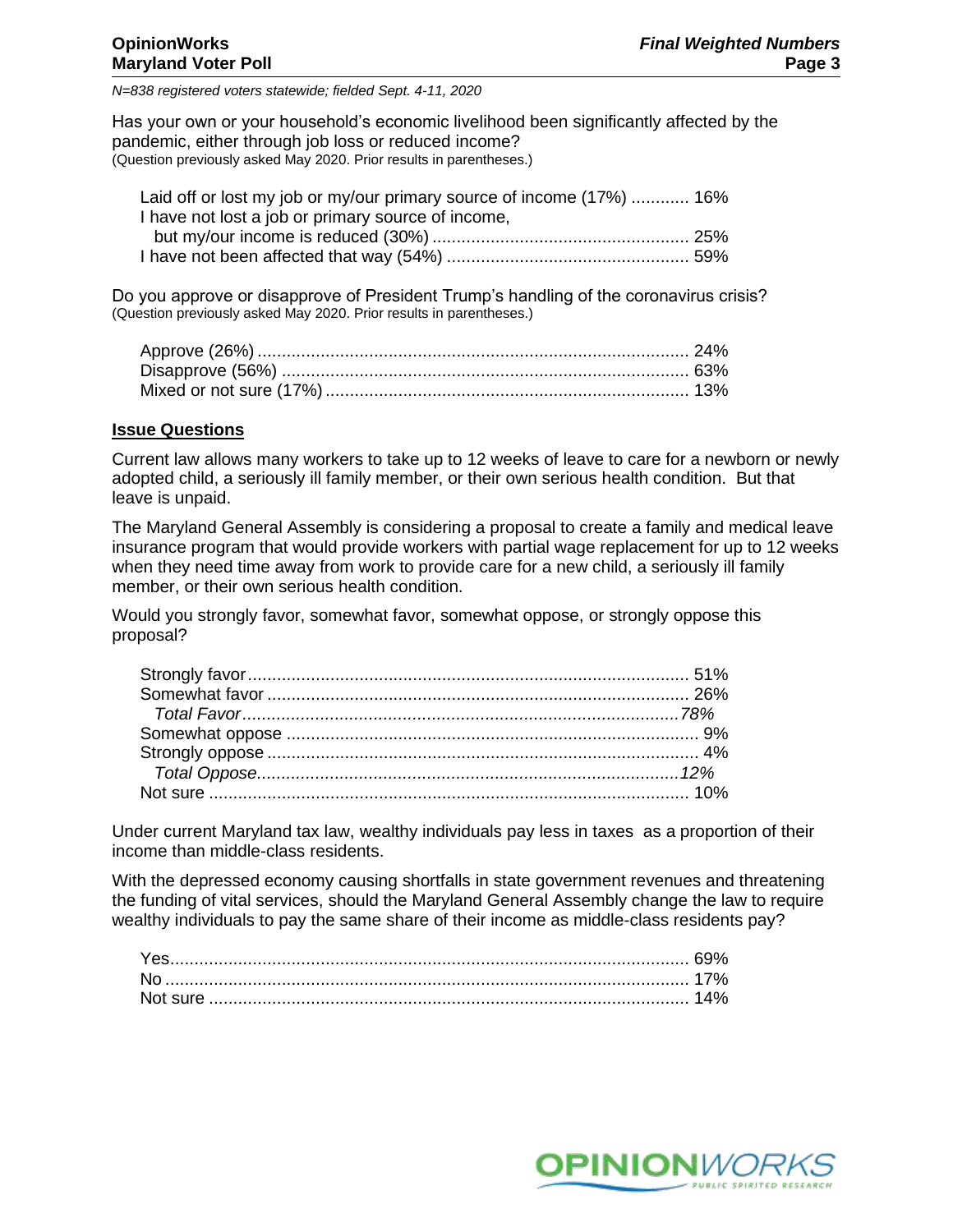*N=838 registered voters statewide; fielded Sept. 4-11, 2020*

Has your own or your household's economic livelihood been significantly affected by the pandemic, either through job loss or reduced income?
(Question previously asked May 2020. Prior results in parentheses.)

| Response | % |
|---|---|
| Laid off or lost my job or my/our primary source of income (17%) | 16% |
| I have not lost a job or primary source of income, but my/our income is reduced (30%) | 25% |
| I have not been affected that way (54%) | 59% |

Do you approve or disapprove of President Trump's handling of the coronavirus crisis?
(Question previously asked May 2020. Prior results in parentheses.)

| Response | % |
|---|---|
| Approve (26%) | 24% |
| Disapprove (56%) | 63% |
| Mixed or not sure (17%) | 13% |

**Issue Questions**

Current law allows many workers to take up to 12 weeks of leave to care for a newborn or newly adopted child, a seriously ill family member, or their own serious health condition. But that leave is unpaid.

The Maryland General Assembly is considering a proposal to create a family and medical leave insurance program that would provide workers with partial wage replacement for up to 12 weeks when they need time away from work to provide care for a new child, a seriously ill family member, or their own serious health condition.

Would you strongly favor, somewhat favor, somewhat oppose, or strongly oppose this proposal?

| Response | % |
|---|---|
| Strongly favor | 51% |
| Somewhat favor | 26% |
| *Total Favor* | *78%* |
| Somewhat oppose | 9% |
| Strongly oppose | 4% |
| *Total Oppose* | *12%* |
| Not sure | 10% |

Under current Maryland tax law, wealthy individuals pay less in taxes as a proportion of their income than middle-class residents.

With the depressed economy causing shortfalls in state government revenues and threatening the funding of vital services, should the Maryland General Assembly change the law to require wealthy individuals to pay the same share of their income as middle-class residents pay?

| Response | % |
|---|---|
| Yes | 69% |
| No | 17% |
| Not sure | 14% |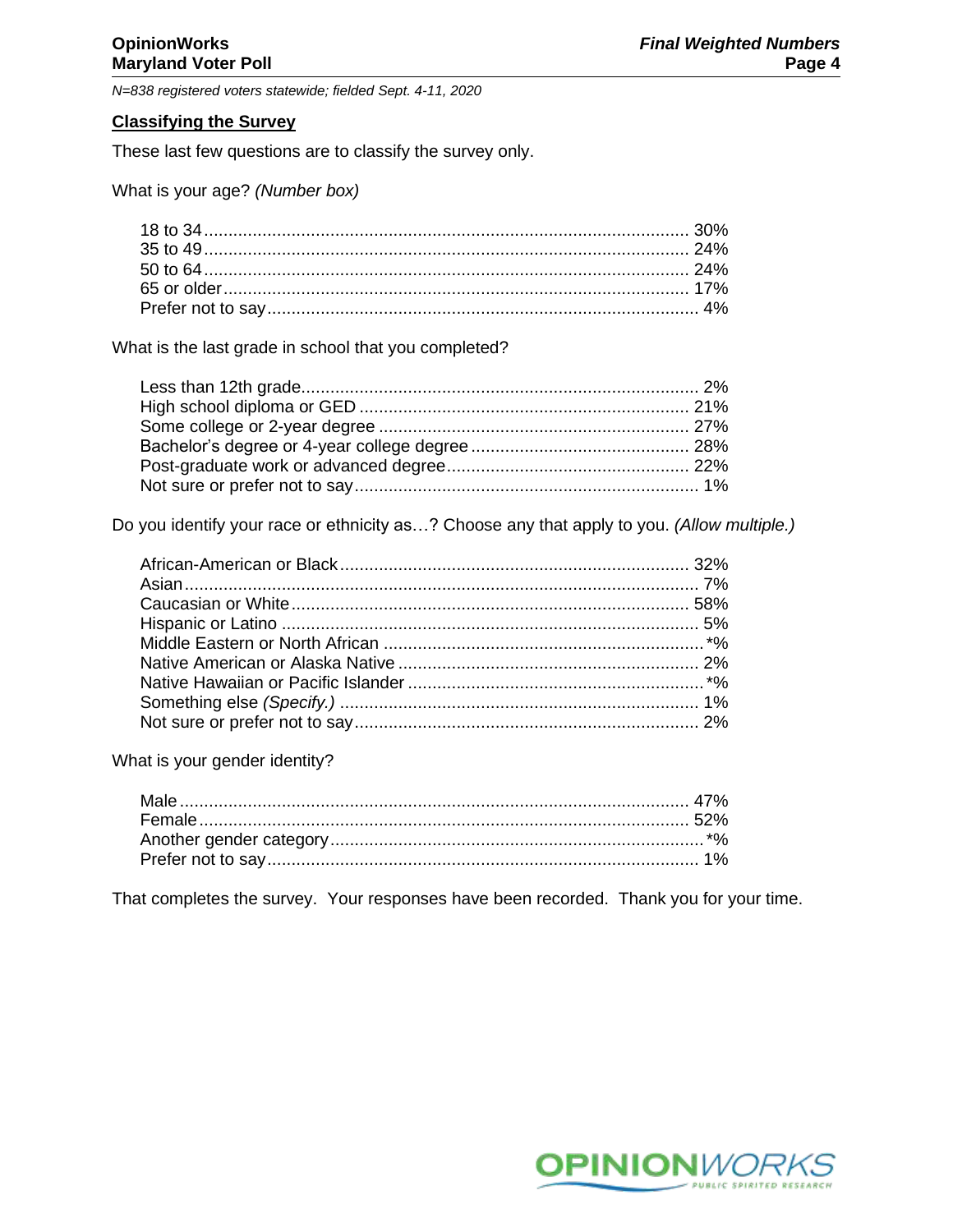## Classifying the Survey

These last few questions are to classify the survey only.

What is your age? *(Number box)*

| | |
|---|---|
| 18 to 34 | 30% |
| 35 to 49 | 24% |
| 50 to 64 | 24% |
| 65 or older | 17% |
| Prefer not to say | 4% |

What is the last grade in school that you completed?

| | |
|---|---|
| Less than 12th grade | 2% |
| High school diploma or GED | 21% |
| Some college or 2-year degree | 27% |
| Bachelor's degree or 4-year college degree | 28% |
| Post-graduate work or advanced degree | 22% |
| Not sure or prefer not to say | 1% |

Do you identify your race or ethnicity as…? Choose any that apply to you. *(Allow multiple.)*

| | |
|---|---|
| African-American or Black | 32% |
| Asian | 7% |
| Caucasian or White | 58% |
| Hispanic or Latino | 5% |
| Middle Eastern or North African | *% |
| Native American or Alaska Native | 2% |
| Native Hawaiian or Pacific Islander | *% |
| Something else *(Specify.)* | 1% |
| Not sure or prefer not to say | 2% |

What is your gender identity?

| | |
|---|---|
| Male | 47% |
| Female | 52% |
| Another gender category | *% |
| Prefer not to say | 1% |

That completes the survey. Your responses have been recorded. Thank you for your time.